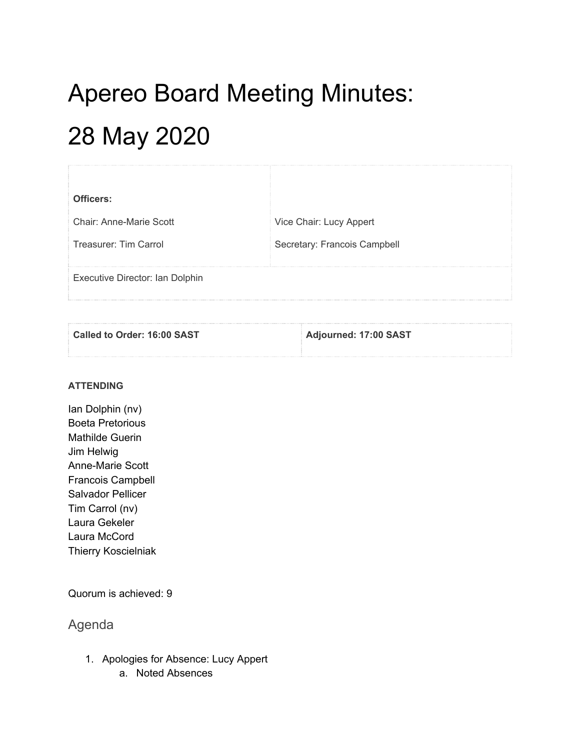# Apereo Board Meeting Minutes: 28 May 2020

| **Officers:** | |
| --- | --- |
| Chair: Anne-Marie Scott | Vice Chair: Lucy Appert |
| Treasurer: Tim Carrol | Secretary: Francois Campbell |
| Executive Director: Ian Dolphin | |

| **Called to Order: 16:00 SAST** | **Adjourned: 17:00 SAST** |
| --- | --- |

**ATTENDING**

Ian Dolphin (nv)
Boeta Pretorious
Mathilde Guerin
Jim Helwig
Anne-Marie Scott
Francois Campbell
Salvador Pellicer
Tim Carrol (nv)
Laura Gekeler
Laura McCord
Thierry Koscielniak

Quorum is achieved: 9

## Agenda

1. Apologies for Absence: Lucy Appert
    a. Noted Absences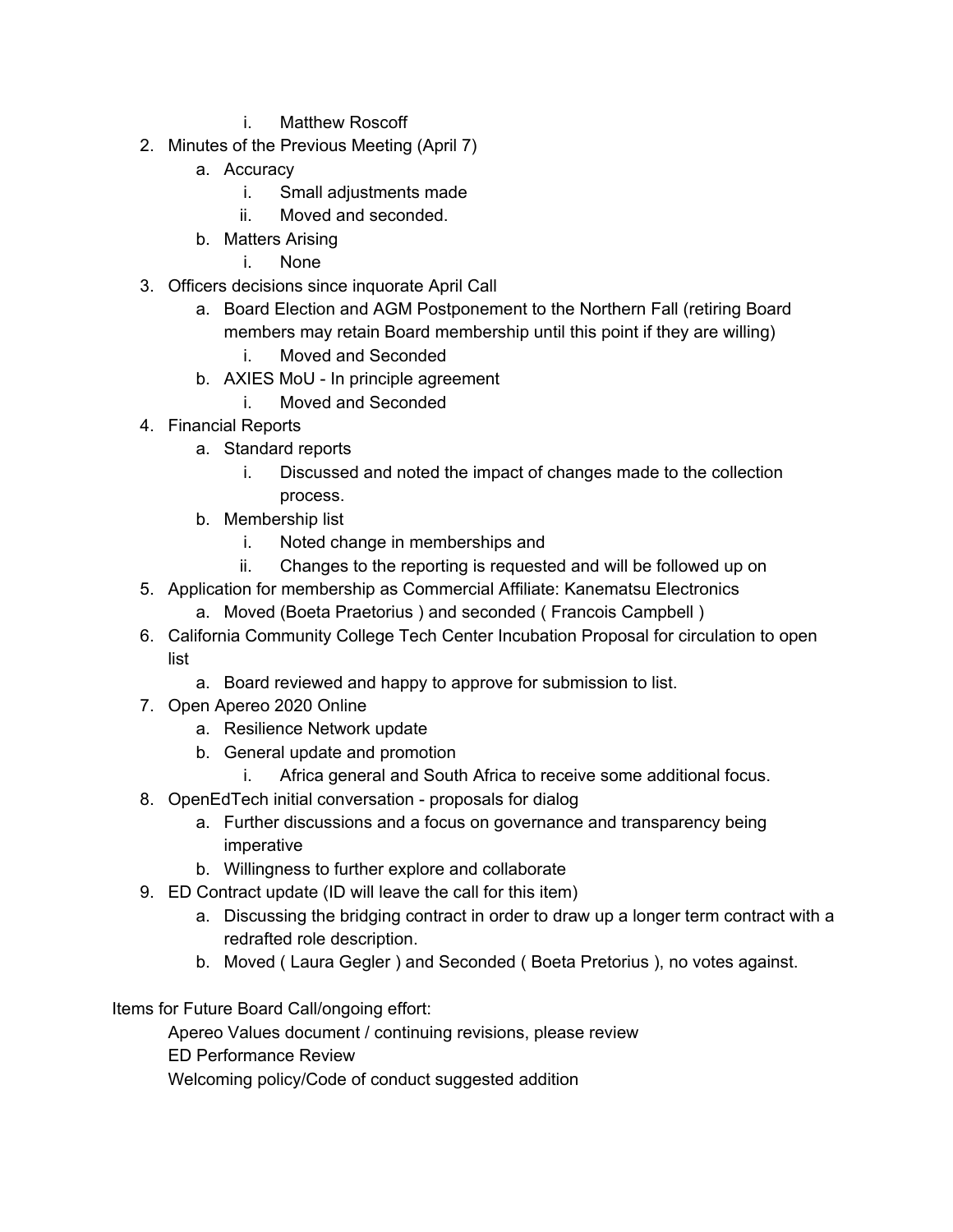i. Matthew Roscoff

2. Minutes of the Previous Meeting (April 7)
    a. Accuracy
        i. Small adjustments made
        ii. Moved and seconded.
    b. Matters Arising
        i. None
3. Officers decisions since inquorate April Call
    a. Board Election and AGM Postponement to the Northern Fall (retiring Board members may retain Board membership until this point if they are willing)
        i. Moved and Seconded
    b. AXIES MoU - In principle agreement
        i. Moved and Seconded
4. Financial Reports
    a. Standard reports
        i. Discussed and noted the impact of changes made to the collection process.
    b. Membership list
        i. Noted change in memberships and
        ii. Changes to the reporting is requested and will be followed up on
5. Application for membership as Commercial Affiliate: Kanematsu Electronics
    a. Moved (Boeta Praetorius ) and seconded ( Francois Campbell )
6. California Community College Tech Center Incubation Proposal for circulation to open list
    a. Board reviewed and happy to approve for submission to list.
7. Open Apereo 2020 Online
    a. Resilience Network update
    b. General update and promotion
        i. Africa general and South Africa to receive some additional focus.
8. OpenEdTech initial conversation - proposals for dialog
    a. Further discussions and a focus on governance and transparency being imperative
    b. Willingness to further explore and collaborate
9. ED Contract update (ID will leave the call for this item)
    a. Discussing the bridging contract in order to draw up a longer term contract with a redrafted role description.
    b. Moved ( Laura Gegler ) and Seconded ( Boeta Pretorius ), no votes against.

Items for Future Board Call/ongoing effort:

Apereo Values document / continuing revisions, please review

ED Performance Review

Welcoming policy/Code of conduct suggested addition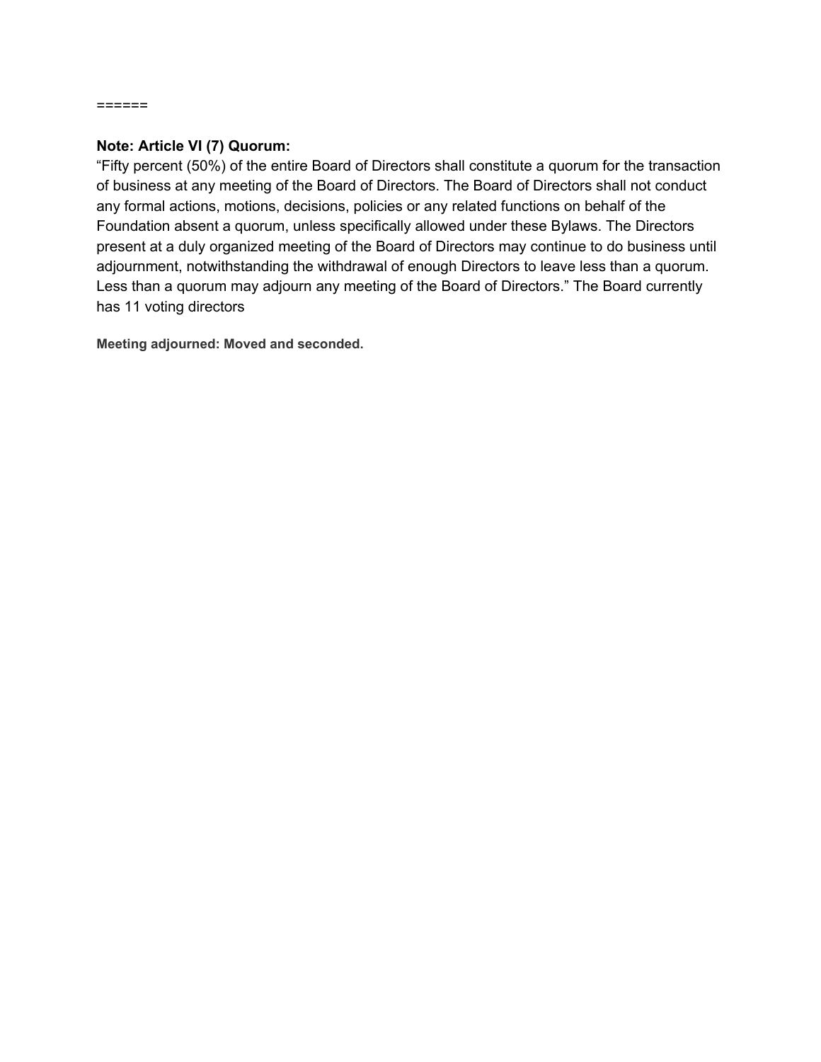======

**Note: Article VI (7) Quorum:**

"Fifty percent (50%) of the entire Board of Directors shall constitute a quorum for the transaction of business at any meeting of the Board of Directors. The Board of Directors shall not conduct any formal actions, motions, decisions, policies or any related functions on behalf of the Foundation absent a quorum, unless specifically allowed under these Bylaws. The Directors present at a duly organized meeting of the Board of Directors may continue to do business until adjournment, notwithstanding the withdrawal of enough Directors to leave less than a quorum. Less than a quorum may adjourn any meeting of the Board of Directors." The Board currently has 11 voting directors

**Meeting adjourned: Moved and seconded.**